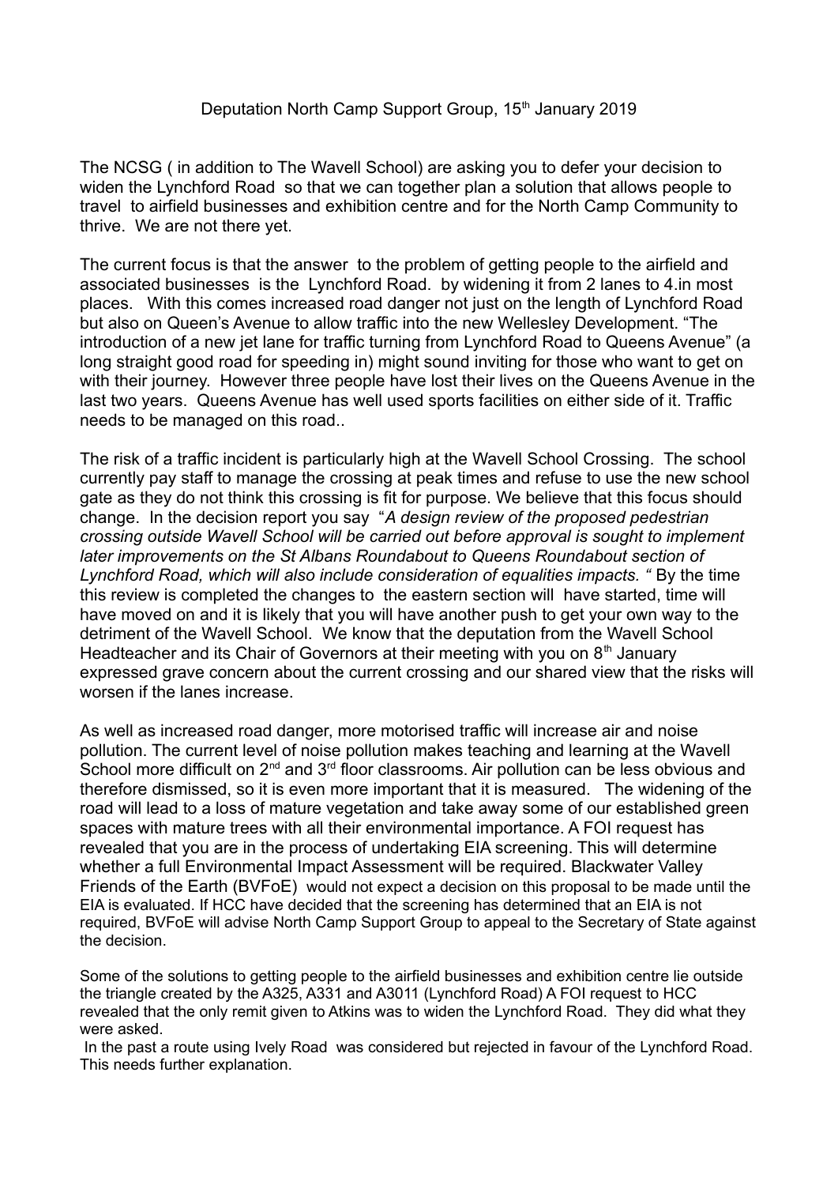Deputation North Camp Support Group, 15th January 2019

The NCSG ( in addition to The Wavell School) are asking you to defer your decision to widen the Lynchford Road so that we can together plan a solution that allows people to travel to airfield businesses and exhibition centre and for the North Camp Community to thrive. We are not there yet.

The current focus is that the answer to the problem of getting people to the airfield and associated businesses is the Lynchford Road. by widening it from 2 lanes to 4.in most places. With this comes increased road danger not just on the length of Lynchford Road but also on Queen's Avenue to allow traffic into the new Wellesley Development. "The introduction of a new jet lane for traffic turning from Lynchford Road to Queens Avenue" (a long straight good road for speeding in) might sound inviting for those who want to get on with their journey. However three people have lost their lives on the Queens Avenue in the last two years. Queens Avenue has well used sports facilities on either side of it. Traffic needs to be managed on this road..

The risk of a traffic incident is particularly high at the Wavell School Crossing. The school currently pay staff to manage the crossing at peak times and refuse to use the new school gate as they do not think this crossing is fit for purpose. We believe that this focus should change. In the decision report you say "*A design review of the proposed pedestrian crossing outside Wavell School will be carried out before approval is sought to implement later improvements on the St Albans Roundabout to Queens Roundabout section of Lynchford Road, which will also include consideration of equalities impacts.* " By the time this review is completed the changes to the eastern section will have started, time will have moved on and it is likely that you will have another push to get your own way to the detriment of the Wavell School. We know that the deputation from the Wavell School Headteacher and its Chair of Governors at their meeting with you on 8th January expressed grave concern about the current crossing and our shared view that the risks will worsen if the lanes increase.

As well as increased road danger, more motorised traffic will increase air and noise pollution. The current level of noise pollution makes teaching and learning at the Wavell School more difficult on 2nd and 3rd floor classrooms. Air pollution can be less obvious and therefore dismissed, so it is even more important that it is measured. The widening of the road will lead to a loss of mature vegetation and take away some of our established green spaces with mature trees with all their environmental importance. A FOI request has revealed that you are in the process of undertaking EIA screening. This will determine whether a full Environmental Impact Assessment will be required. Blackwater Valley Friends of the Earth (BVFoE) would not expect a decision on this proposal to be made until the EIA is evaluated. If HCC have decided that the screening has determined that an EIA is not required, BVFoE will advise North Camp Support Group to appeal to the Secretary of State against the decision.

Some of the solutions to getting people to the airfield businesses and exhibition centre lie outside the triangle created by the A325, A331 and A3011 (Lynchford Road) A FOI request to HCC revealed that the only remit given to Atkins was to widen the Lynchford Road. They did what they were asked.

In the past a route using Ively Road was considered but rejected in favour of the Lynchford Road. This needs further explanation.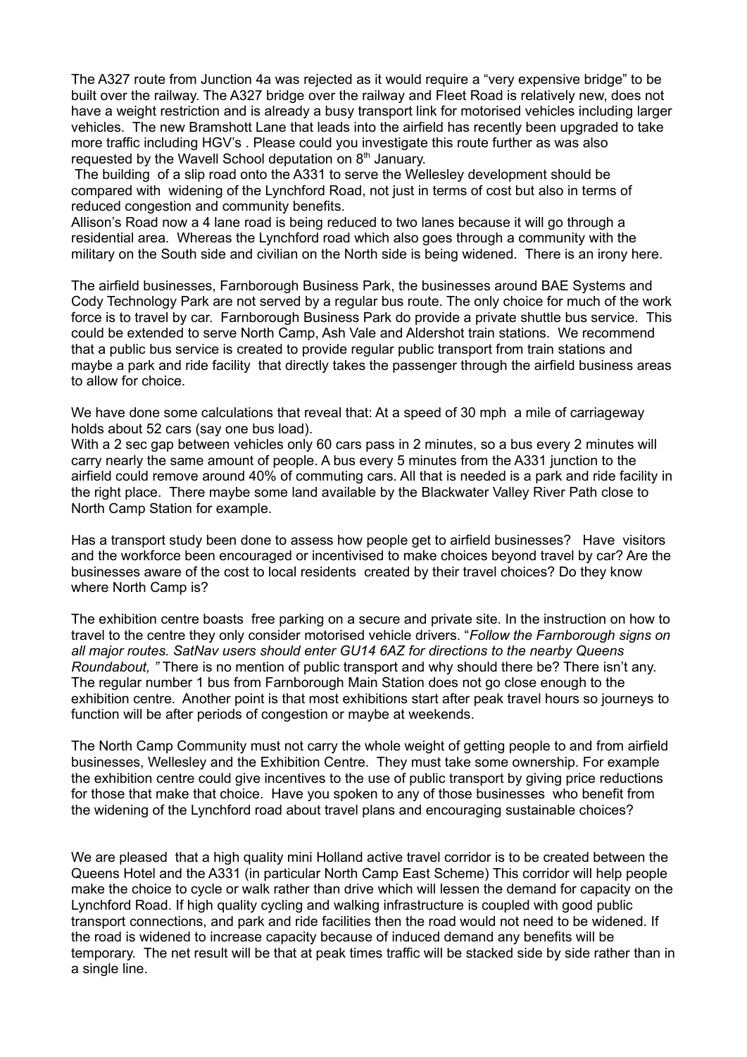The A327 route from Junction 4a was rejected as it would require a "very expensive bridge" to be built over the railway. The A327 bridge over the railway and Fleet Road is relatively new, does not have a weight restriction and is already a busy transport link for motorised vehicles including larger vehicles. The new Bramshott Lane that leads into the airfield has recently been upgraded to take more traffic including HGV's . Please could you investigate this route further as was also requested by the Wavell School deputation on 8th January.

The building of a slip road onto the A331 to serve the Wellesley development should be compared with widening of the Lynchford Road, not just in terms of cost but also in terms of reduced congestion and community benefits.

Allison's Road now a 4 lane road is being reduced to two lanes because it will go through a residential area. Whereas the Lynchford road which also goes through a community with the military on the South side and civilian on the North side is being widened. There is an irony here.

The airfield businesses, Farnborough Business Park, the businesses around BAE Systems and Cody Technology Park are not served by a regular bus route. The only choice for much of the work force is to travel by car. Farnborough Business Park do provide a private shuttle bus service. This could be extended to serve North Camp, Ash Vale and Aldershot train stations. We recommend that a public bus service is created to provide regular public transport from train stations and maybe a park and ride facility that directly takes the passenger through the airfield business areas to allow for choice.

We have done some calculations that reveal that: At a speed of 30 mph a mile of carriageway holds about 52 cars (say one bus load).

With a 2 sec gap between vehicles only 60 cars pass in 2 minutes, so a bus every 2 minutes will carry nearly the same amount of people. A bus every 5 minutes from the A331 junction to the airfield could remove around 40% of commuting cars. All that is needed is a park and ride facility in the right place. There maybe some land available by the Blackwater Valley River Path close to North Camp Station for example.

Has a transport study been done to assess how people get to airfield businesses? Have visitors and the workforce been encouraged or incentivised to make choices beyond travel by car? Are the businesses aware of the cost to local residents created by their travel choices? Do they know where North Camp is?

The exhibition centre boasts free parking on a secure and private site. In the instruction on how to travel to the centre they only consider motorised vehicle drivers. "*Follow the Farnborough signs on all major routes. SatNav users should enter GU14 6AZ for directions to the nearby Queens Roundabout, "* There is no mention of public transport and why should there be? There isn't any. The regular number 1 bus from Farnborough Main Station does not go close enough to the exhibition centre. Another point is that most exhibitions start after peak travel hours so journeys to function will be after periods of congestion or maybe at weekends.

The North Camp Community must not carry the whole weight of getting people to and from airfield businesses, Wellesley and the Exhibition Centre. They must take some ownership. For example the exhibition centre could give incentives to the use of public transport by giving price reductions for those that make that choice. Have you spoken to any of those businesses who benefit from the widening of the Lynchford road about travel plans and encouraging sustainable choices?

We are pleased that a high quality mini Holland active travel corridor is to be created between the Queens Hotel and the A331 (in particular North Camp East Scheme) This corridor will help people make the choice to cycle or walk rather than drive which will lessen the demand for capacity on the Lynchford Road. If high quality cycling and walking infrastructure is coupled with good public transport connections, and park and ride facilities then the road would not need to be widened. If the road is widened to increase capacity because of induced demand any benefits will be temporary. The net result will be that at peak times traffic will be stacked side by side rather than in a single line.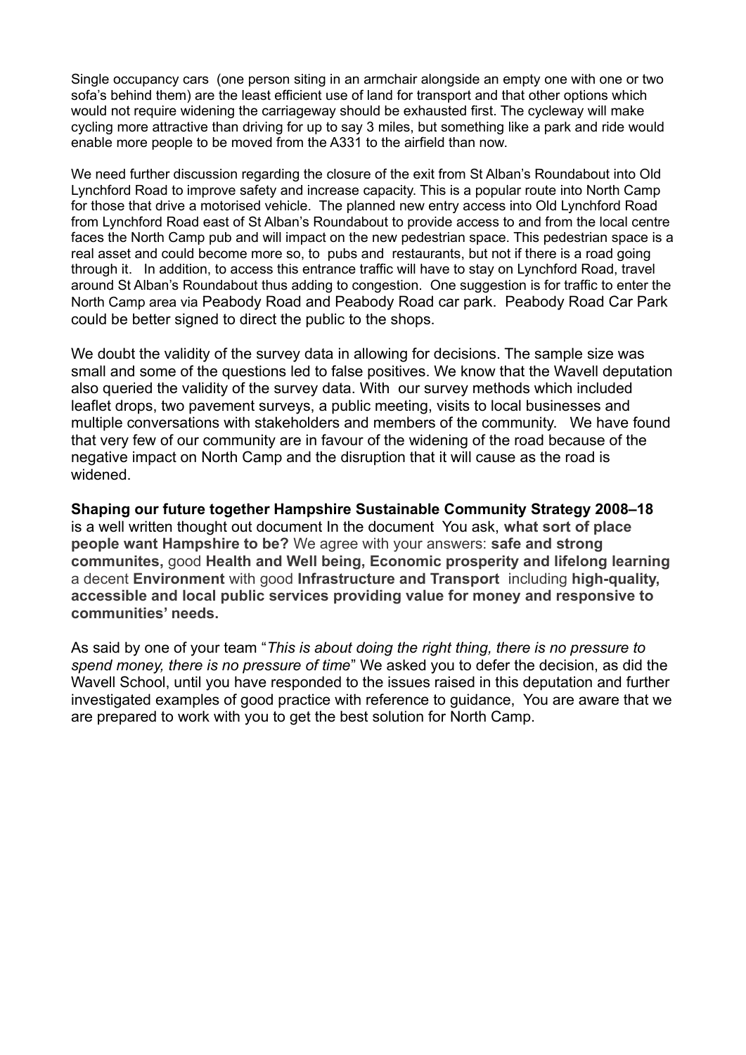Single occupancy cars (one person siting in an armchair alongside an empty one with one or two sofa's behind them) are the least efficient use of land for transport and that other options which would not require widening the carriageway should be exhausted first. The cycleway will make cycling more attractive than driving for up to say 3 miles, but something like a park and ride would enable more people to be moved from the A331 to the airfield than now.

We need further discussion regarding the closure of the exit from St Alban's Roundabout into Old Lynchford Road to improve safety and increase capacity. This is a popular route into North Camp for those that drive a motorised vehicle. The planned new entry access into Old Lynchford Road from Lynchford Road east of St Alban's Roundabout to provide access to and from the local centre faces the North Camp pub and will impact on the new pedestrian space. This pedestrian space is a real asset and could become more so, to pubs and restaurants, but not if there is a road going through it. In addition, to access this entrance traffic will have to stay on Lynchford Road, travel around St Alban's Roundabout thus adding to congestion. One suggestion is for traffic to enter the North Camp area via Peabody Road and Peabody Road car park. Peabody Road Car Park could be better signed to direct the public to the shops.

We doubt the validity of the survey data in allowing for decisions. The sample size was small and some of the questions led to false positives. We know that the Wavell deputation also queried the validity of the survey data. With our survey methods which included leaflet drops, two pavement surveys, a public meeting, visits to local businesses and multiple conversations with stakeholders and members of the community. We have found that very few of our community are in favour of the widening of the road because of the negative impact on North Camp and the disruption that it will cause as the road is widened.

**Shaping our future together Hampshire Sustainable Community Strategy 2008–18** is a well written thought out document In the document You ask, **what sort of place people want Hampshire to be?** We agree with your answers: **safe and strong communites,** good **Health and Well being, Economic prosperity and lifelong learning** a decent **Environment** with good **Infrastructure and Transport** including **high-quality, accessible and local public services providing value for money and responsive to communities' needs.**

As said by one of your team "*This is about doing the right thing, there is no pressure to spend money, there is no pressure of time*" We asked you to defer the decision, as did the Wavell School, until you have responded to the issues raised in this deputation and further investigated examples of good practice with reference to guidance, You are aware that we are prepared to work with you to get the best solution for North Camp.